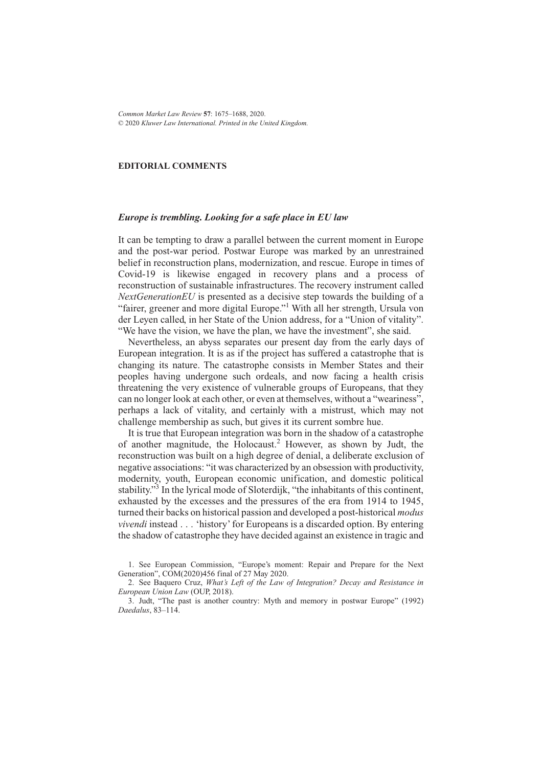**EDITORIAL COMMENTS**

## *Europe is trembling. Looking for a safe place in EU law*

It can be tempting to draw a parallel between the current moment in Europe and the post-war period. Postwar Europe was marked by an unrestrained belief in reconstruction plans, modernization, and rescue. Europe in times of Covid-19 is likewise engaged in recovery plans and a process of reconstruction of sustainable infrastructures. The recovery instrument called *NextGenerationEU* is presented as a decisive step towards the building of a "fairer, greener and more digital Europe."[1] With all her strength, Ursula von der Leyen called, in her State of the Union address, for a "Union of vitality". "We have the vision, we have the plan, we have the investment", she said.

Nevertheless, an abyss separates our present day from the early days of European integration. It is as if the project has suffered a catastrophe that is changing its nature. The catastrophe consists in Member States and their peoples having undergone such ordeals, and now facing a health crisis threatening the very existence of vulnerable groups of Europeans, that they can no longer look at each other, or even at themselves, without a "weariness", perhaps a lack of vitality, and certainly with a mistrust, which may not challenge membership as such, but gives it its current sombre hue.

It is true that European integration was born in the shadow of a catastrophe of another magnitude, the Holocaust.[2] However, as shown by Judt, the reconstruction was built on a high degree of denial, a deliberate exclusion of negative associations: "it was characterized by an obsession with productivity, modernity, youth, European economic unification, and domestic political stability."[3] In the lyrical mode of Sloterdijk, "the inhabitants of this continent, exhausted by the excesses and the pressures of the era from 1914 to 1945, turned their backs on historical passion and developed a post-historical *modus vivendi* instead . . . 'history' for Europeans is a discarded option. By entering the shadow of catastrophe they have decided against an existence in tragic and

1. See European Commission, "Europe's moment: Repair and Prepare for the Next Generation", COM(2020)456 final of 27 May 2020.

2. See Baquero Cruz, *What's Left of the Law of Integration? Decay and Resistance in European Union Law* (OUP, 2018).

3. Judt, "The past is another country: Myth and memory in postwar Europe" (1992) *Daedalus*, 83–114.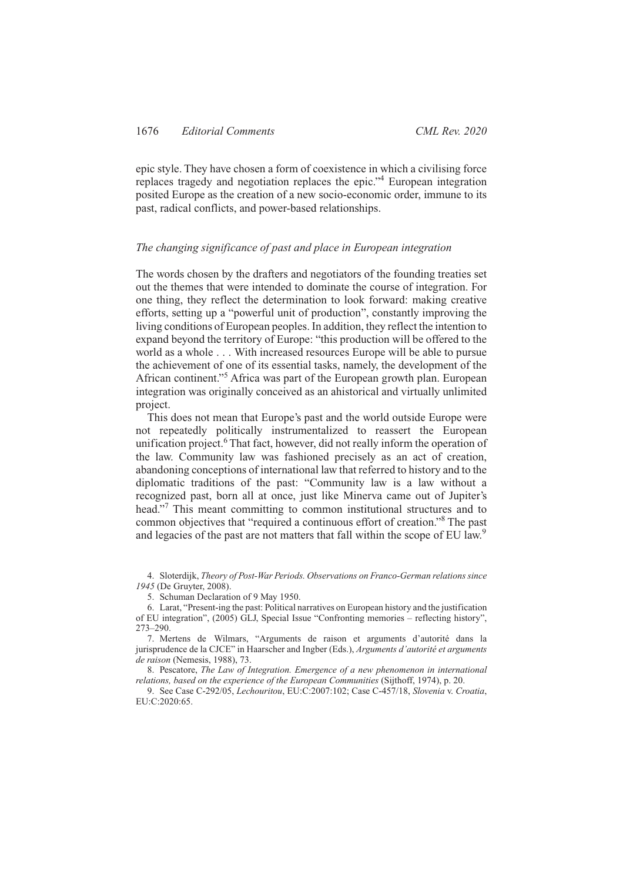epic style. They have chosen a form of coexistence in which a civilising force replaces tragedy and negotiation replaces the epic."[4] European integration posited Europe as the creation of a new socio-economic order, immune to its past, radical conflicts, and power-based relationships.

### *The changing significance of past and place in European integration*

The words chosen by the drafters and negotiators of the founding treaties set out the themes that were intended to dominate the course of integration. For one thing, they reflect the determination to look forward: making creative efforts, setting up a "powerful unit of production", constantly improving the living conditions of European peoples. In addition, they reflect the intention to expand beyond the territory of Europe: "this production will be offered to the world as a whole . . . With increased resources Europe will be able to pursue the achievement of one of its essential tasks, namely, the development of the African continent."[5] Africa was part of the European growth plan. European integration was originally conceived as an ahistorical and virtually unlimited project.

This does not mean that Europe's past and the world outside Europe were not repeatedly politically instrumentalized to reassert the European unification project.[6] That fact, however, did not really inform the operation of the law. Community law was fashioned precisely as an act of creation, abandoning conceptions of international law that referred to history and to the diplomatic traditions of the past: "Community law is a law without a recognized past, born all at once, just like Minerva came out of Jupiter's head."[7] This meant committing to common institutional structures and to common objectives that "required a continuous effort of creation."[8] The past and legacies of the past are not matters that fall within the scope of EU law.[9]

4. Sloterdijk, *Theory of Post-War Periods. Observations on Franco-German relations since 1945* (De Gruyter, 2008).

5. Schuman Declaration of 9 May 1950.

6. Larat, "Present-ing the past: Political narratives on European history and the justification of EU integration", (2005) GLJ, Special Issue "Confronting memories – reflecting history", 273–290.

7. Mertens de Wilmars, "Arguments de raison et arguments d'autorité dans la jurisprudence de la CJCE" in Haarscher and Ingber (Eds.), *Arguments d'autorité et arguments de raison* (Nemesis, 1988), 73.

8. Pescatore, *The Law of Integration. Emergence of a new phenomenon in international relations, based on the experience of the European Communities* (Sijthoff, 1974), p. 20.

9. See Case C-292/05, *Lechouritou*, EU:C:2007:102; Case C-457/18, *Slovenia* v. *Croatia*, EU:C:2020:65.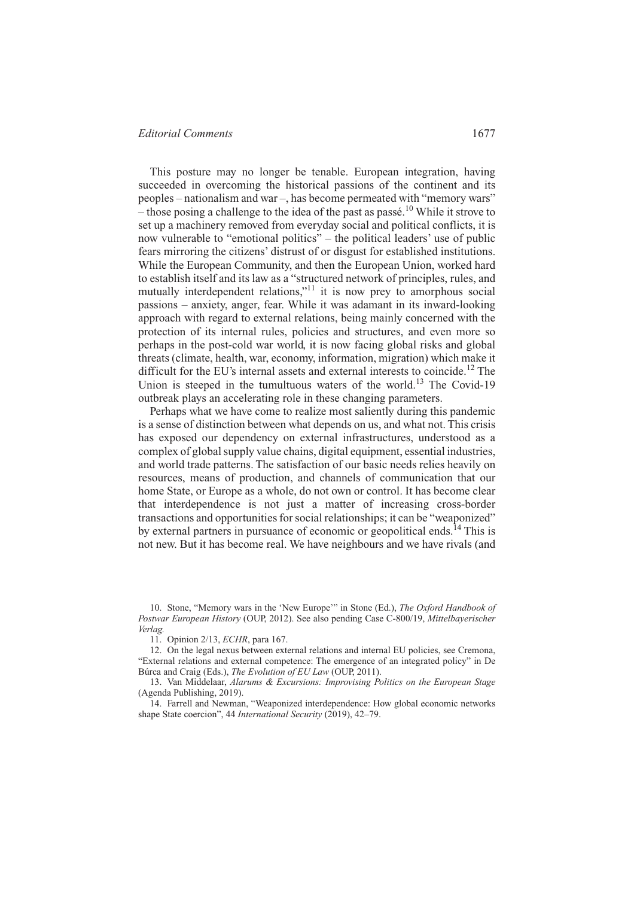This posture may no longer be tenable. European integration, having succeeded in overcoming the historical passions of the continent and its peoples – nationalism and war –, has become permeated with "memory wars" – those posing a challenge to the idea of the past as passé.[10] While it strove to set up a machinery removed from everyday social and political conflicts, it is now vulnerable to "emotional politics" – the political leaders' use of public fears mirroring the citizens' distrust of or disgust for established institutions. While the European Community, and then the European Union, worked hard to establish itself and its law as a "structured network of principles, rules, and mutually interdependent relations,"[11] it is now prey to amorphous social passions – anxiety, anger, fear. While it was adamant in its inward-looking approach with regard to external relations, being mainly concerned with the protection of its internal rules, policies and structures, and even more so perhaps in the post-cold war world, it is now facing global risks and global threats (climate, health, war, economy, information, migration) which make it difficult for the EU's internal assets and external interests to coincide.[12] The Union is steeped in the tumultuous waters of the world.[13] The Covid-19 outbreak plays an accelerating role in these changing parameters.

Perhaps what we have come to realize most saliently during this pandemic is a sense of distinction between what depends on us, and what not. This crisis has exposed our dependency on external infrastructures, understood as a complex of global supply value chains, digital equipment, essential industries, and world trade patterns. The satisfaction of our basic needs relies heavily on resources, means of production, and channels of communication that our home State, or Europe as a whole, do not own or control. It has become clear that interdependence is not just a matter of increasing cross-border transactions and opportunities for social relationships; it can be "weaponized" by external partners in pursuance of economic or geopolitical ends.[14] This is not new. But it has become real. We have neighbours and we have rivals (and

10. Stone, "Memory wars in the 'New Europe'" in Stone (Ed.), *The Oxford Handbook of Postwar European History* (OUP, 2012). See also pending Case C-800/19, *Mittelbayerischer Verlag.*

11. Opinion 2/13, *ECHR*, para 167.

12. On the legal nexus between external relations and internal EU policies, see Cremona, "External relations and external competence: The emergence of an integrated policy" in De Búrca and Craig (Eds.), *The Evolution of EU Law* (OUP, 2011).

13. Van Middelaar, *Alarums & Excursions: Improvising Politics on the European Stage* (Agenda Publishing, 2019).

14. Farrell and Newman, "Weaponized interdependence: How global economic networks shape State coercion", 44 *International Security* (2019), 42–79.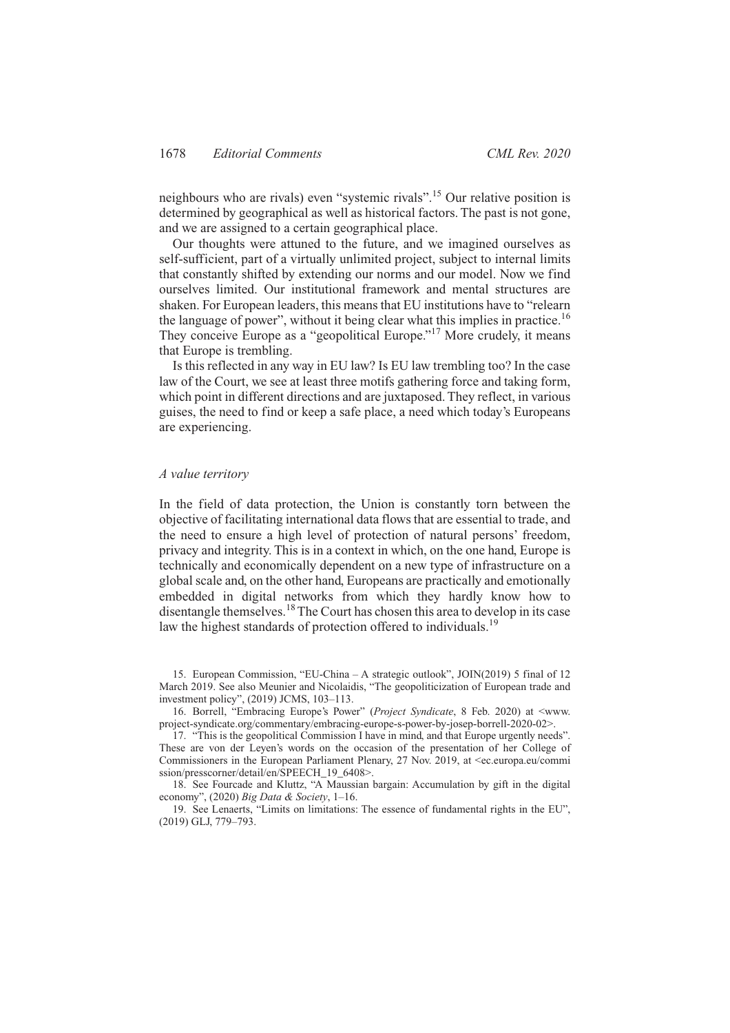neighbours who are rivals) even "systemic rivals".[15] Our relative position is determined by geographical as well as historical factors. The past is not gone, and we are assigned to a certain geographical place.

Our thoughts were attuned to the future, and we imagined ourselves as self-sufficient, part of a virtually unlimited project, subject to internal limits that constantly shifted by extending our norms and our model. Now we find ourselves limited. Our institutional framework and mental structures are shaken. For European leaders, this means that EU institutions have to "relearn the language of power", without it being clear what this implies in practice.[16] They conceive Europe as a "geopolitical Europe."[17] More crudely, it means that Europe is trembling.

Is this reflected in any way in EU law? Is EU law trembling too? In the case law of the Court, we see at least three motifs gathering force and taking form, which point in different directions and are juxtaposed. They reflect, in various guises, the need to find or keep a safe place, a need which today's Europeans are experiencing.

### *A value territory*

In the field of data protection, the Union is constantly torn between the objective of facilitating international data flows that are essential to trade, and the need to ensure a high level of protection of natural persons' freedom, privacy and integrity. This is in a context in which, on the one hand, Europe is technically and economically dependent on a new type of infrastructure on a global scale and, on the other hand, Europeans are practically and emotionally embedded in digital networks from which they hardly know how to disentangle themselves.[18] The Court has chosen this area to develop in its case law the highest standards of protection offered to individuals.[19]

---

15. European Commission, "EU-China – A strategic outlook", JOIN(2019) 5 final of 12 March 2019. See also Meunier and Nicolaidis, "The geopoliticization of European trade and investment policy", (2019) JCMS, 103–113.

16. Borrell, "Embracing Europe's Power" (*Project Syndicate*, 8 Feb. 2020) at <www.project-syndicate.org/commentary/embracing-europe-s-power-by-josep-borrell-2020-02>.

17. "This is the geopolitical Commission I have in mind, and that Europe urgently needs". These are von der Leyen's words on the occasion of the presentation of her College of Commissioners in the European Parliament Plenary, 27 Nov. 2019, at <ec.europa.eu/commission/presscorner/detail/en/SPEECH_19_6408>.

18. See Fourcade and Kluttz, "A Maussian bargain: Accumulation by gift in the digital economy", (2020) *Big Data & Society*, 1–16.

19. See Lenaerts, "Limits on limitations: The essence of fundamental rights in the EU", (2019) GLJ, 779–793.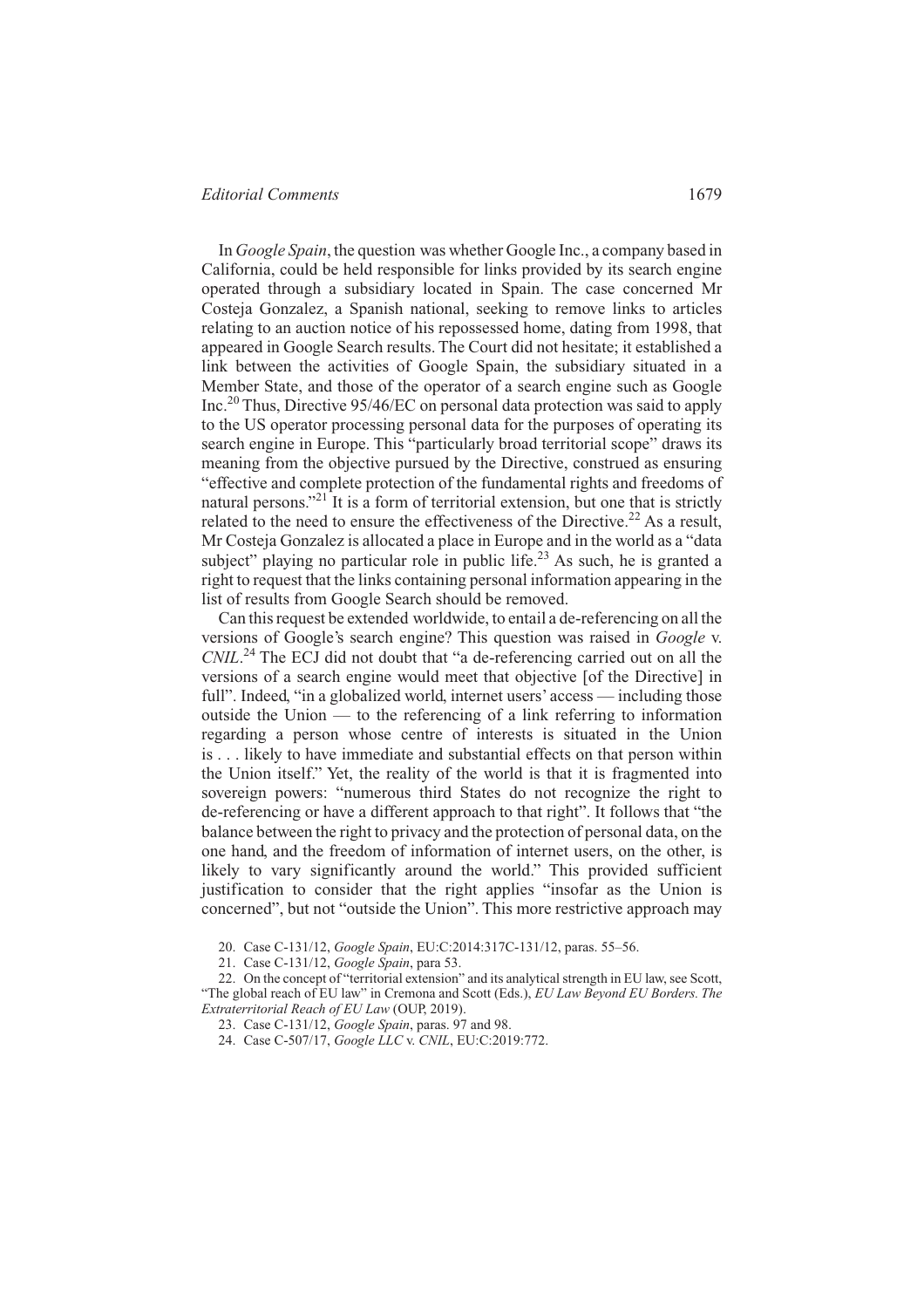In *Google Spain*, the question was whether Google Inc., a company based in California, could be held responsible for links provided by its search engine operated through a subsidiary located in Spain. The case concerned Mr Costeja Gonzalez, a Spanish national, seeking to remove links to articles relating to an auction notice of his repossessed home, dating from 1998, that appeared in Google Search results. The Court did not hesitate; it established a link between the activities of Google Spain, the subsidiary situated in a Member State, and those of the operator of a search engine such as Google Inc.[20] Thus, Directive 95/46/EC on personal data protection was said to apply to the US operator processing personal data for the purposes of operating its search engine in Europe. This "particularly broad territorial scope" draws its meaning from the objective pursued by the Directive, construed as ensuring "effective and complete protection of the fundamental rights and freedoms of natural persons."[21] It is a form of territorial extension, but one that is strictly related to the need to ensure the effectiveness of the Directive.[22] As a result, Mr Costeja Gonzalez is allocated a place in Europe and in the world as a "data subject" playing no particular role in public life.[23] As such, he is granted a right to request that the links containing personal information appearing in the list of results from Google Search should be removed.

Can this request be extended worldwide, to entail a de-referencing on all the versions of Google's search engine? This question was raised in *Google* v. *CNIL*.[24] The ECJ did not doubt that "a de-referencing carried out on all the versions of a search engine would meet that objective [of the Directive] in full". Indeed, "in a globalized world, internet users' access — including those outside the Union — to the referencing of a link referring to information regarding a person whose centre of interests is situated in the Union is . . . likely to have immediate and substantial effects on that person within the Union itself." Yet, the reality of the world is that it is fragmented into sovereign powers: "numerous third States do not recognize the right to de-referencing or have a different approach to that right". It follows that "the balance between the right to privacy and the protection of personal data, on the one hand, and the freedom of information of internet users, on the other, is likely to vary significantly around the world." This provided sufficient justification to consider that the right applies "insofar as the Union is concerned", but not "outside the Union". This more restrictive approach may

20. Case C-131/12, *Google Spain*, EU:C:2014:317C-131/12, paras. 55–56.

21. Case C-131/12, *Google Spain*, para 53.

22. On the concept of "territorial extension" and its analytical strength in EU law, see Scott, "The global reach of EU law" in Cremona and Scott (Eds.), *EU Law Beyond EU Borders. The Extraterritorial Reach of EU Law* (OUP, 2019).

23. Case C-131/12, *Google Spain*, paras. 97 and 98.

24. Case C-507/17, *Google LLC* v. *CNIL*, EU:C:2019:772.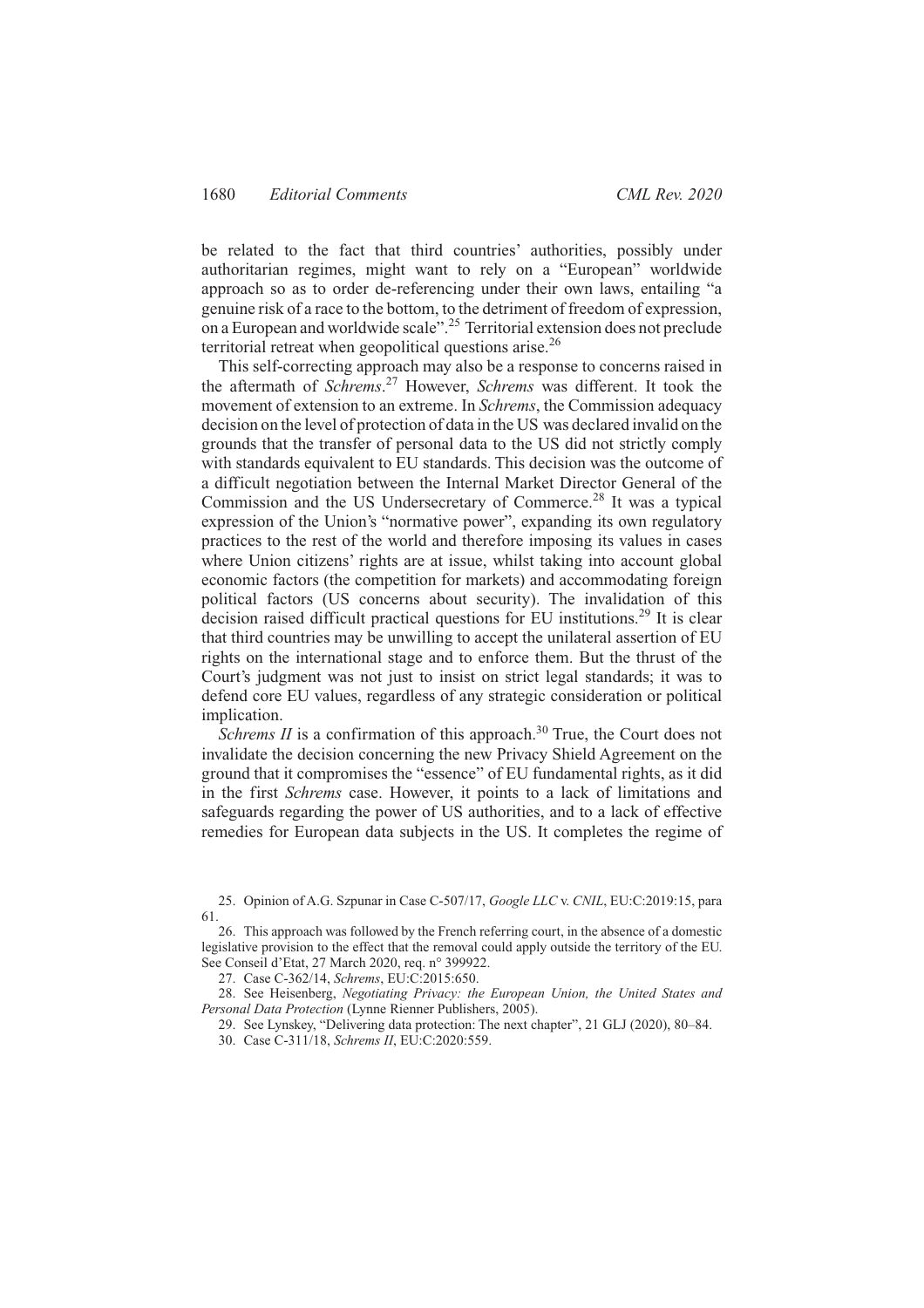be related to the fact that third countries' authorities, possibly under authoritarian regimes, might want to rely on a "European" worldwide approach so as to order de-referencing under their own laws, entailing "a genuine risk of a race to the bottom, to the detriment of freedom of expression, on a European and worldwide scale".[25] Territorial extension does not preclude territorial retreat when geopolitical questions arise.[26]

This self-correcting approach may also be a response to concerns raised in the aftermath of *Schrems*.[27] However, *Schrems* was different. It took the movement of extension to an extreme. In *Schrems*, the Commission adequacy decision on the level of protection of data in the US was declared invalid on the grounds that the transfer of personal data to the US did not strictly comply with standards equivalent to EU standards. This decision was the outcome of a difficult negotiation between the Internal Market Director General of the Commission and the US Undersecretary of Commerce.[28] It was a typical expression of the Union's "normative power", expanding its own regulatory practices to the rest of the world and therefore imposing its values in cases where Union citizens' rights are at issue, whilst taking into account global economic factors (the competition for markets) and accommodating foreign political factors (US concerns about security). The invalidation of this decision raised difficult practical questions for EU institutions.[29] It is clear that third countries may be unwilling to accept the unilateral assertion of EU rights on the international stage and to enforce them. But the thrust of the Court's judgment was not just to insist on strict legal standards; it was to defend core EU values, regardless of any strategic consideration or political implication.

*Schrems II* is a confirmation of this approach.[30] True, the Court does not invalidate the decision concerning the new Privacy Shield Agreement on the ground that it compromises the "essence" of EU fundamental rights, as it did in the first *Schrems* case. However, it points to a lack of limitations and safeguards regarding the power of US authorities, and to a lack of effective remedies for European data subjects in the US. It completes the regime of

25. Opinion of A.G. Szpunar in Case C-507/17, *Google LLC* v. *CNIL*, EU:C:2019:15, para 61.

26. This approach was followed by the French referring court, in the absence of a domestic legislative provision to the effect that the removal could apply outside the territory of the EU. See Conseil d'Etat, 27 March 2020, req. n° 399922.

27. Case C-362/14, *Schrems*, EU:C:2015:650.

28. See Heisenberg, *Negotiating Privacy: the European Union, the United States and Personal Data Protection* (Lynne Rienner Publishers, 2005).

29. See Lynskey, "Delivering data protection: The next chapter", 21 GLJ (2020), 80–84.

30. Case C-311/18, *Schrems II*, EU:C:2020:559.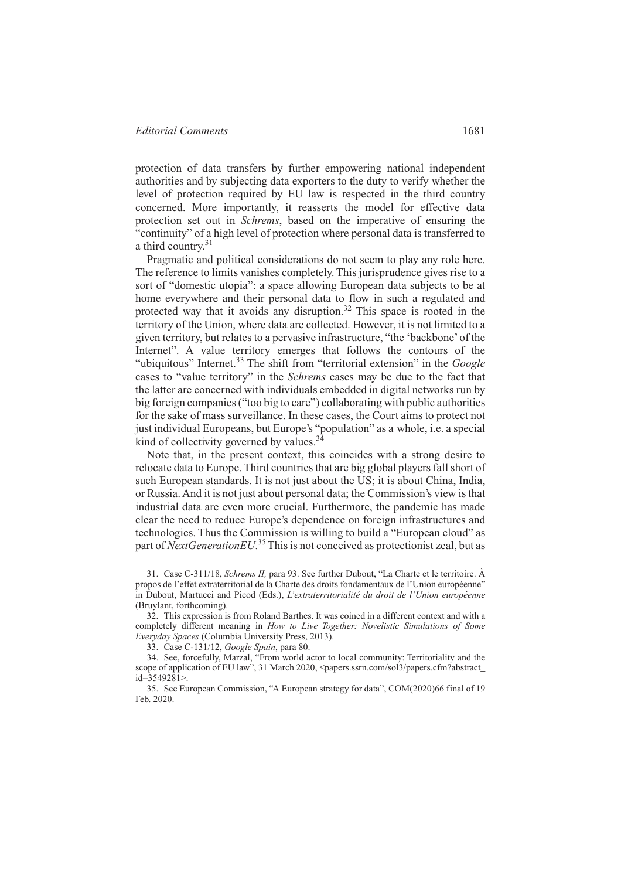protection of data transfers by further empowering national independent authorities and by subjecting data exporters to the duty to verify whether the level of protection required by EU law is respected in the third country concerned. More importantly, it reasserts the model for effective data protection set out in *Schrems*, based on the imperative of ensuring the "continuity" of a high level of protection where personal data is transferred to a third country.[31]

Pragmatic and political considerations do not seem to play any role here. The reference to limits vanishes completely. This jurisprudence gives rise to a sort of "domestic utopia": a space allowing European data subjects to be at home everywhere and their personal data to flow in such a regulated and protected way that it avoids any disruption.[32] This space is rooted in the territory of the Union, where data are collected. However, it is not limited to a given territory, but relates to a pervasive infrastructure, "the 'backbone' of the Internet". A value territory emerges that follows the contours of the "ubiquitous" Internet.[33] The shift from "territorial extension" in the *Google* cases to "value territory" in the *Schrems* cases may be due to the fact that the latter are concerned with individuals embedded in digital networks run by big foreign companies ("too big to care") collaborating with public authorities for the sake of mass surveillance. In these cases, the Court aims to protect not just individual Europeans, but Europe's "population" as a whole, i.e. a special kind of collectivity governed by values.[34]

Note that, in the present context, this coincides with a strong desire to relocate data to Europe. Third countries that are big global players fall short of such European standards. It is not just about the US; it is about China, India, or Russia. And it is not just about personal data; the Commission's view is that industrial data are even more crucial. Furthermore, the pandemic has made clear the need to reduce Europe's dependence on foreign infrastructures and technologies. Thus the Commission is willing to build a "European cloud" as part of *NextGenerationEU*.[35] This is not conceived as protectionist zeal, but as

31. Case C-311/18, *Schrems II,* para 93. See further Dubout, "La Charte et le territoire. À propos de l'effet extraterritorial de la Charte des droits fondamentaux de l'Union européenne" in Dubout, Martucci and Picod (Eds.), *L'extraterritorialité du droit de l'Union européenne* (Bruylant, forthcoming).

32. This expression is from Roland Barthes. It was coined in a different context and with a completely different meaning in *How to Live Together: Novelistic Simulations of Some Everyday Spaces* (Columbia University Press, 2013).

33. Case C-131/12, *Google Spain*, para 80.

34. See, forcefully, Marzal, "From world actor to local community: Territoriality and the scope of application of EU law", 31 March 2020, <papers.ssrn.com/sol3/papers.cfm?abstract_id=3549281>.

35. See European Commission, "A European strategy for data", COM(2020)66 final of 19 Feb. 2020.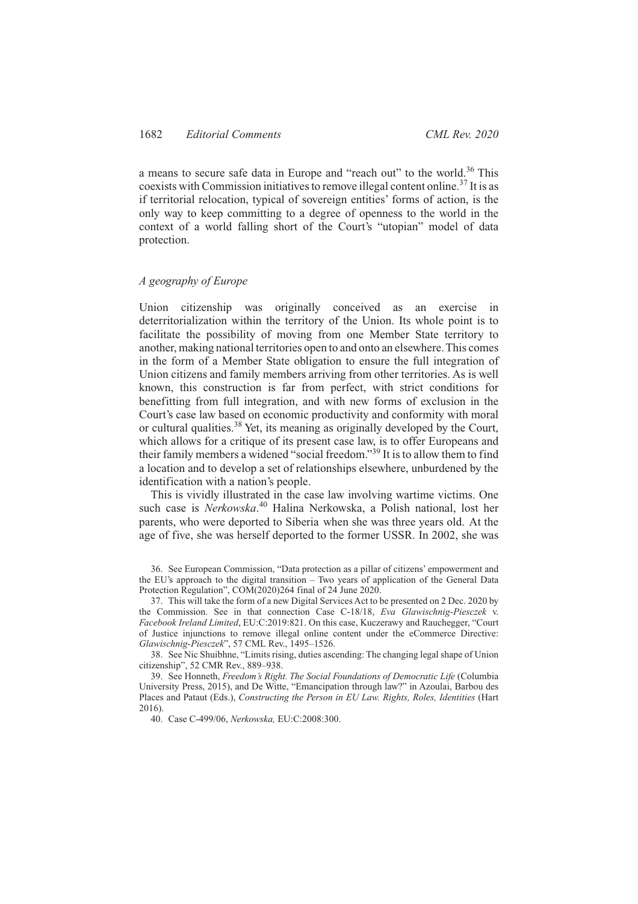a means to secure safe data in Europe and "reach out" to the world.[36] This coexists with Commission initiatives to remove illegal content online.[37] It is as if territorial relocation, typical of sovereign entities' forms of action, is the only way to keep committing to a degree of openness to the world in the context of a world falling short of the Court's "utopian" model of data protection.

### *A geography of Europe*

Union citizenship was originally conceived as an exercise in deterritorialization within the territory of the Union. Its whole point is to facilitate the possibility of moving from one Member State territory to another, making national territories open to and onto an elsewhere. This comes in the form of a Member State obligation to ensure the full integration of Union citizens and family members arriving from other territories. As is well known, this construction is far from perfect, with strict conditions for benefitting from full integration, and with new forms of exclusion in the Court's case law based on economic productivity and conformity with moral or cultural qualities.[38] Yet, its meaning as originally developed by the Court, which allows for a critique of its present case law, is to offer Europeans and their family members a widened "social freedom."[39] It is to allow them to find a location and to develop a set of relationships elsewhere, unburdened by the identification with a nation's people.

This is vividly illustrated in the case law involving wartime victims. One such case is *Nerkowska*.[40] Halina Nerkowska, a Polish national, lost her parents, who were deported to Siberia when she was three years old. At the age of five, she was herself deported to the former USSR. In 2002, she was

36. See European Commission, "Data protection as a pillar of citizens' empowerment and the EU's approach to the digital transition – Two years of application of the General Data Protection Regulation", COM(2020)264 final of 24 June 2020.

37. This will take the form of a new Digital Services Act to be presented on 2 Dec. 2020 by the Commission. See in that connection Case C-18/18, *Eva Glawischnig-Piesczek* v. *Facebook Ireland Limited*, EU:C:2019:821. On this case, Kuczerawy and Rauchegger, "Court of Justice injunctions to remove illegal online content under the eCommerce Directive: *Glawischnig-Piesczek*", 57 CML Rev., 1495–1526.

38. See Nic Shuibhne, "Limits rising, duties ascending: The changing legal shape of Union citizenship", 52 CMR Rev., 889–938.

39. See Honneth, *Freedom's Right. The Social Foundations of Democratic Life* (Columbia University Press, 2015), and De Witte, "Emancipation through law?" in Azoulai, Barbou des Places and Pataut (Eds.), *Constructing the Person in EU Law. Rights, Roles, Identities* (Hart 2016).

40. Case C-499/06, *Nerkowska,* EU:C:2008:300.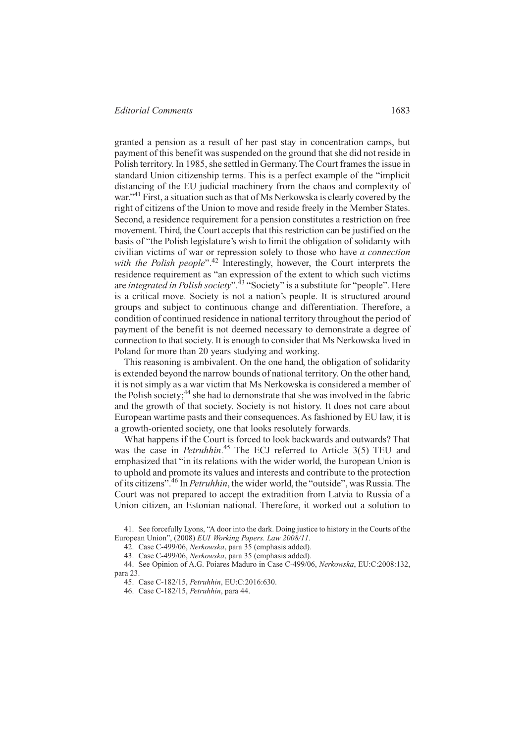granted a pension as a result of her past stay in concentration camps, but payment of this benefit was suspended on the ground that she did not reside in Polish territory. In 1985, she settled in Germany. The Court frames the issue in standard Union citizenship terms. This is a perfect example of the "implicit distancing of the EU judicial machinery from the chaos and complexity of war."[41] First, a situation such as that of Ms Nerkowska is clearly covered by the right of citizens of the Union to move and reside freely in the Member States. Second, a residence requirement for a pension constitutes a restriction on free movement. Third, the Court accepts that this restriction can be justified on the basis of "the Polish legislature's wish to limit the obligation of solidarity with civilian victims of war or repression solely to those who have *a connection with the Polish people*".[42] Interestingly, however, the Court interprets the residence requirement as "an expression of the extent to which such victims are *integrated in Polish society*".[43] "Society" is a substitute for "people". Here is a critical move. Society is not a nation's people. It is structured around groups and subject to continuous change and differentiation. Therefore, a condition of continued residence in national territory throughout the period of payment of the benefit is not deemed necessary to demonstrate a degree of connection to that society. It is enough to consider that Ms Nerkowska lived in Poland for more than 20 years studying and working.

This reasoning is ambivalent. On the one hand, the obligation of solidarity is extended beyond the narrow bounds of national territory. On the other hand, it is not simply as a war victim that Ms Nerkowska is considered a member of the Polish society;[44] she had to demonstrate that she was involved in the fabric and the growth of that society. Society is not history. It does not care about European wartime pasts and their consequences. As fashioned by EU law, it is a growth-oriented society, one that looks resolutely forwards.

What happens if the Court is forced to look backwards and outwards? That was the case in *Petruhhin*.[45] The ECJ referred to Article 3(5) TEU and emphasized that "in its relations with the wider world, the European Union is to uphold and promote its values and interests and contribute to the protection of its citizens".[46] In *Petruhhin*, the wider world, the "outside", was Russia. The Court was not prepared to accept the extradition from Latvia to Russia of a Union citizen, an Estonian national. Therefore, it worked out a solution to

41. See forcefully Lyons, "A door into the dark. Doing justice to history in the Courts of the European Union", (2008) *EUI Working Papers. Law 2008/11*.

42. Case C-499/06, *Nerkowska*, para 35 (emphasis added).

43. Case C-499/06, *Nerkowska*, para 35 (emphasis added).

44. See Opinion of A.G. Poiares Maduro in Case C-499/06, *Nerkowska*, EU:C:2008:132, para 23.

45. Case C-182/15, *Petruhhin*, EU:C:2016:630.

46. Case C-182/15, *Petruhhin*, para 44.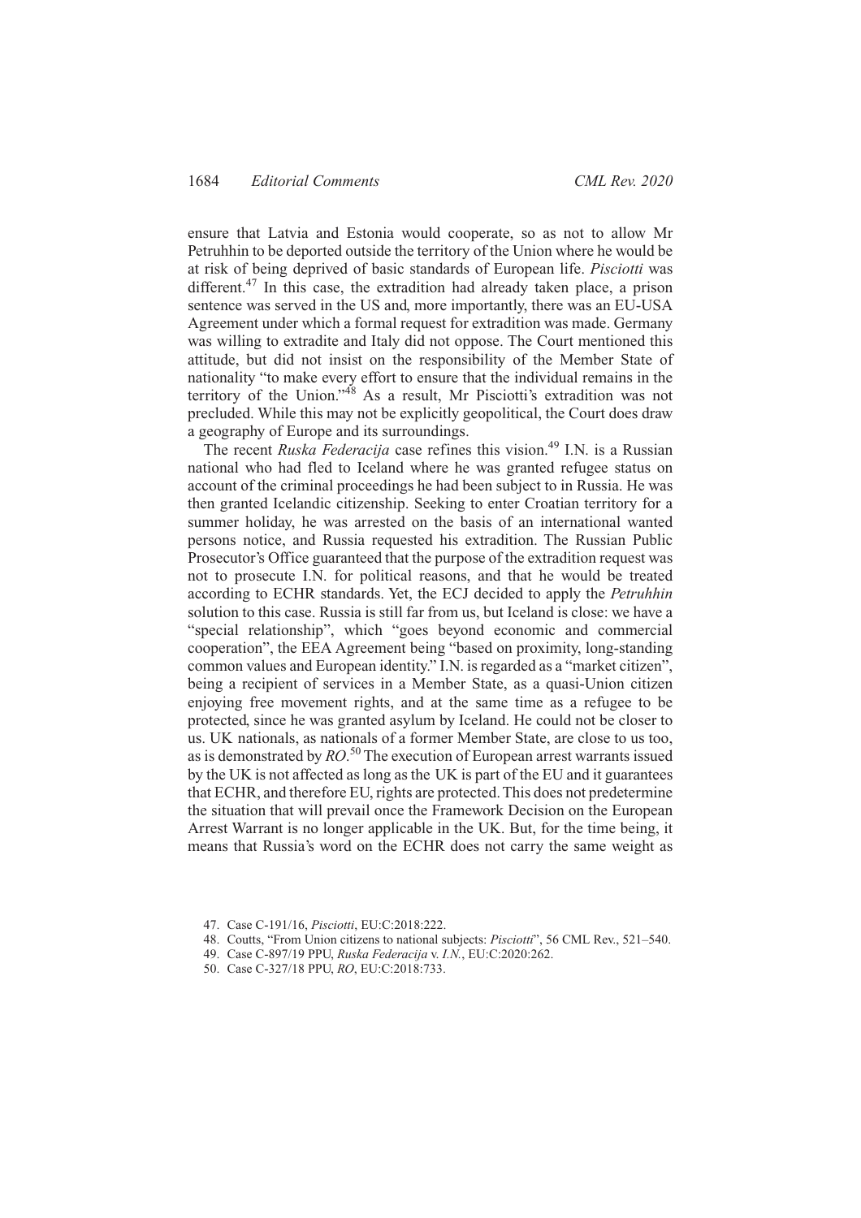ensure that Latvia and Estonia would cooperate, so as not to allow Mr Petruhhin to be deported outside the territory of the Union where he would be at risk of being deprived of basic standards of European life. *Pisciotti* was different.[47] In this case, the extradition had already taken place, a prison sentence was served in the US and, more importantly, there was an EU-USA Agreement under which a formal request for extradition was made. Germany was willing to extradite and Italy did not oppose. The Court mentioned this attitude, but did not insist on the responsibility of the Member State of nationality "to make every effort to ensure that the individual remains in the territory of the Union."[48] As a result, Mr Pisciotti's extradition was not precluded. While this may not be explicitly geopolitical, the Court does draw a geography of Europe and its surroundings.

The recent *Ruska Federacija* case refines this vision.[49] I.N. is a Russian national who had fled to Iceland where he was granted refugee status on account of the criminal proceedings he had been subject to in Russia. He was then granted Icelandic citizenship. Seeking to enter Croatian territory for a summer holiday, he was arrested on the basis of an international wanted persons notice, and Russia requested his extradition. The Russian Public Prosecutor's Office guaranteed that the purpose of the extradition request was not to prosecute I.N. for political reasons, and that he would be treated according to ECHR standards. Yet, the ECJ decided to apply the *Petruhhin* solution to this case. Russia is still far from us, but Iceland is close: we have a "special relationship", which "goes beyond economic and commercial cooperation", the EEA Agreement being "based on proximity, long-standing common values and European identity." I.N. is regarded as a "market citizen", being a recipient of services in a Member State, as a quasi-Union citizen enjoying free movement rights, and at the same time as a refugee to be protected, since he was granted asylum by Iceland. He could not be closer to us. UK nationals, as nationals of a former Member State, are close to us too, as is demonstrated by *RO*.[50] The execution of European arrest warrants issued by the UK is not affected as long as the UK is part of the EU and it guarantees that ECHR, and therefore EU, rights are protected. This does not predetermine the situation that will prevail once the Framework Decision on the European Arrest Warrant is no longer applicable in the UK. But, for the time being, it means that Russia's word on the ECHR does not carry the same weight as

47. Case C-191/16, *Pisciotti*, EU:C:2018:222.

48. Coutts, "From Union citizens to national subjects: *Pisciotti*", 56 CML Rev., 521–540.

49. Case C-897/19 PPU, *Ruska Federacija* v. *I.N.*, EU:C:2020:262.

50. Case C-327/18 PPU, *RO*, EU:C:2018:733.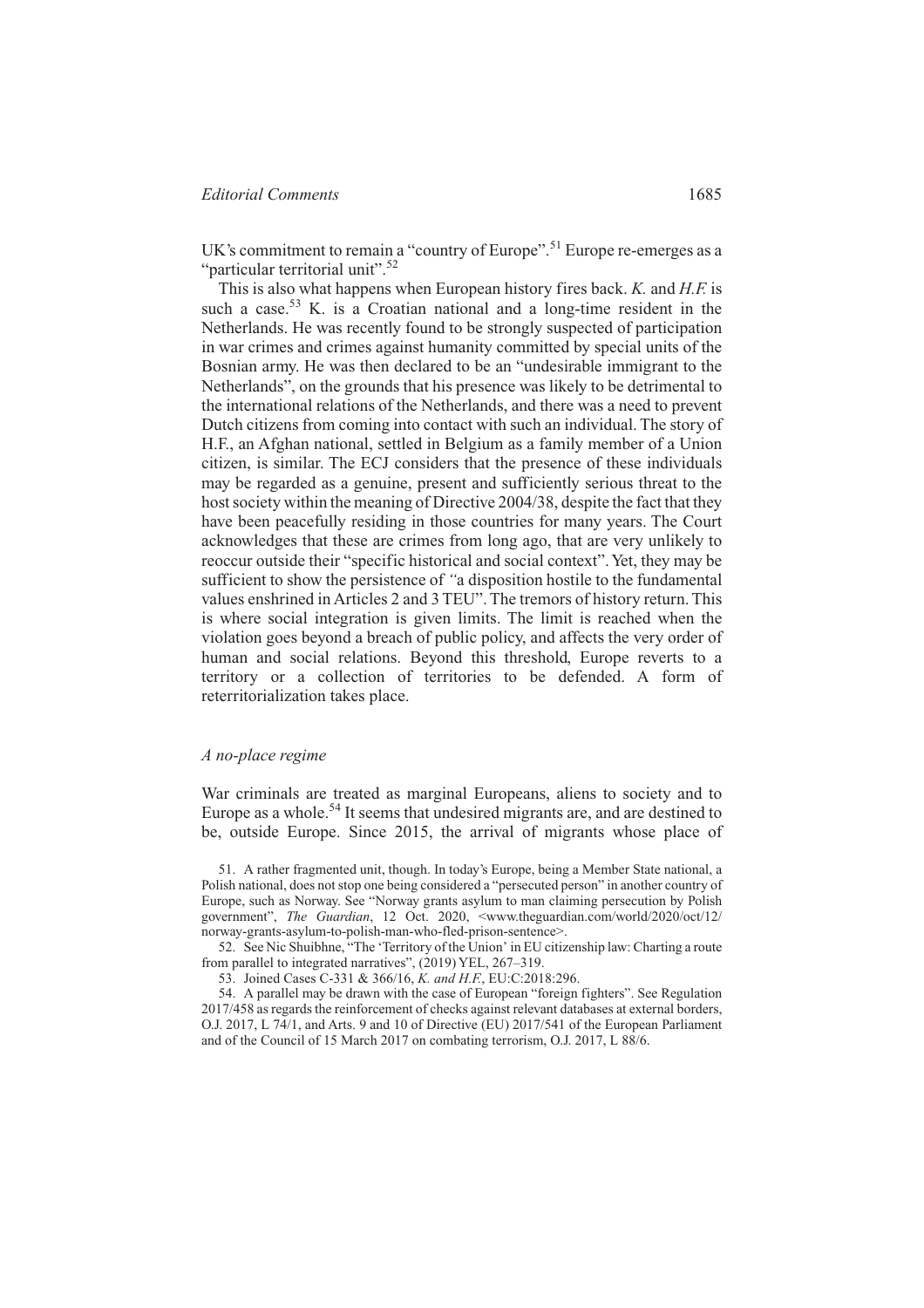UK's commitment to remain a "country of Europe".[51] Europe re-emerges as a "particular territorial unit".[52]

This is also what happens when European history fires back. *K.* and *H.F.* is such a case.[53] K. is a Croatian national and a long-time resident in the Netherlands. He was recently found to be strongly suspected of participation in war crimes and crimes against humanity committed by special units of the Bosnian army. He was then declared to be an "undesirable immigrant to the Netherlands", on the grounds that his presence was likely to be detrimental to the international relations of the Netherlands, and there was a need to prevent Dutch citizens from coming into contact with such an individual. The story of H.F., an Afghan national, settled in Belgium as a family member of a Union citizen, is similar. The ECJ considers that the presence of these individuals may be regarded as a genuine, present and sufficiently serious threat to the host society within the meaning of Directive 2004/38, despite the fact that they have been peacefully residing in those countries for many years. The Court acknowledges that these are crimes from long ago, that are very unlikely to reoccur outside their "specific historical and social context". Yet, they may be sufficient to show the persistence of "a disposition hostile to the fundamental values enshrined in Articles 2 and 3 TEU". The tremors of history return. This is where social integration is given limits. The limit is reached when the violation goes beyond a breach of public policy, and affects the very order of human and social relations. Beyond this threshold, Europe reverts to a territory or a collection of territories to be defended. A form of reterritorialization takes place.

### *A no-place regime*

War criminals are treated as marginal Europeans, aliens to society and to Europe as a whole.[54] It seems that undesired migrants are, and are destined to be, outside Europe. Since 2015, the arrival of migrants whose place of

51. A rather fragmented unit, though. In today's Europe, being a Member State national, a Polish national, does not stop one being considered a "persecuted person" in another country of Europe, such as Norway. See "Norway grants asylum to man claiming persecution by Polish government", *The Guardian*, 12 Oct. 2020, <www.theguardian.com/world/2020/oct/12/norway-grants-asylum-to-polish-man-who-fled-prison-sentence>.

52. See Nic Shuibhne, "The 'Territory of the Union' in EU citizenship law: Charting a route from parallel to integrated narratives", (2019) YEL, 267–319.

53. Joined Cases C-331 & 366/16, *K. and H.F.*, EU:C:2018:296.

54. A parallel may be drawn with the case of European "foreign fighters". See Regulation 2017/458 as regards the reinforcement of checks against relevant databases at external borders, O.J. 2017, L 74/1, and Arts. 9 and 10 of Directive (EU) 2017/541 of the European Parliament and of the Council of 15 March 2017 on combating terrorism, O.J. 2017, L 88/6.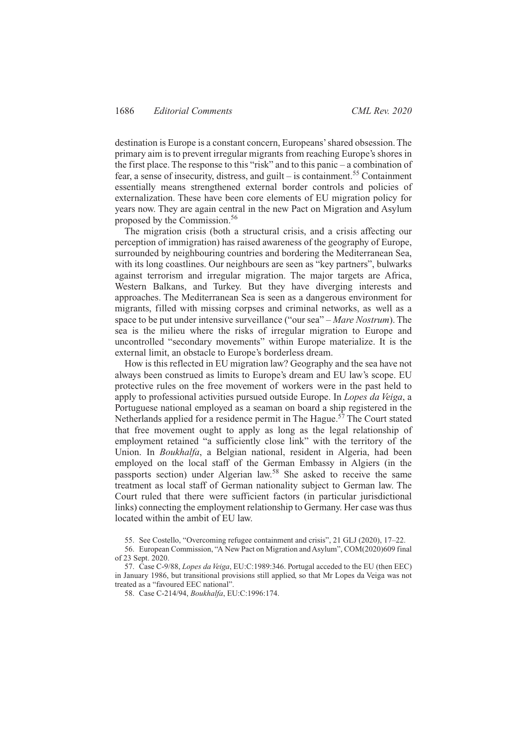destination is Europe is a constant concern, Europeans' shared obsession. The primary aim is to prevent irregular migrants from reaching Europe's shores in the first place. The response to this "risk" and to this panic – a combination of fear, a sense of insecurity, distress, and guilt – is containment.[55] Containment essentially means strengthened external border controls and policies of externalization. These have been core elements of EU migration policy for years now. They are again central in the new Pact on Migration and Asylum proposed by the Commission.[56]

The migration crisis (both a structural crisis, and a crisis affecting our perception of immigration) has raised awareness of the geography of Europe, surrounded by neighbouring countries and bordering the Mediterranean Sea, with its long coastlines. Our neighbours are seen as "key partners", bulwarks against terrorism and irregular migration. The major targets are Africa, Western Balkans, and Turkey. But they have diverging interests and approaches. The Mediterranean Sea is seen as a dangerous environment for migrants, filled with missing corpses and criminal networks, as well as a space to be put under intensive surveillance ("our sea" – *Mare Nostrum*). The sea is the milieu where the risks of irregular migration to Europe and uncontrolled "secondary movements" within Europe materialize. It is the external limit, an obstacle to Europe's borderless dream.

How is this reflected in EU migration law? Geography and the sea have not always been construed as limits to Europe's dream and EU law's scope. EU protective rules on the free movement of workers were in the past held to apply to professional activities pursued outside Europe. In *Lopes da Veiga*, a Portuguese national employed as a seaman on board a ship registered in the Netherlands applied for a residence permit in The Hague.[57] The Court stated that free movement ought to apply as long as the legal relationship of employment retained "a sufficiently close link" with the territory of the Union. In *Boukhalfa*, a Belgian national, resident in Algeria, had been employed on the local staff of the German Embassy in Algiers (in the passports section) under Algerian law.[58] She asked to receive the same treatment as local staff of German nationality subject to German law. The Court ruled that there were sufficient factors (in particular jurisdictional links) connecting the employment relationship to Germany. Her case was thus located within the ambit of EU law.

55. See Costello, "Overcoming refugee containment and crisis", 21 GLJ (2020), 17–22.

56. European Commission, "A New Pact on Migration and Asylum", COM(2020)609 final of 23 Sept. 2020.

57. Case C-9/88, *Lopes da Veiga*, EU:C:1989:346. Portugal acceded to the EU (then EEC) in January 1986, but transitional provisions still applied, so that Mr Lopes da Veiga was not treated as a "favoured EEC national".

58. Case C-214/94, *Boukhalfa*, EU:C:1996:174.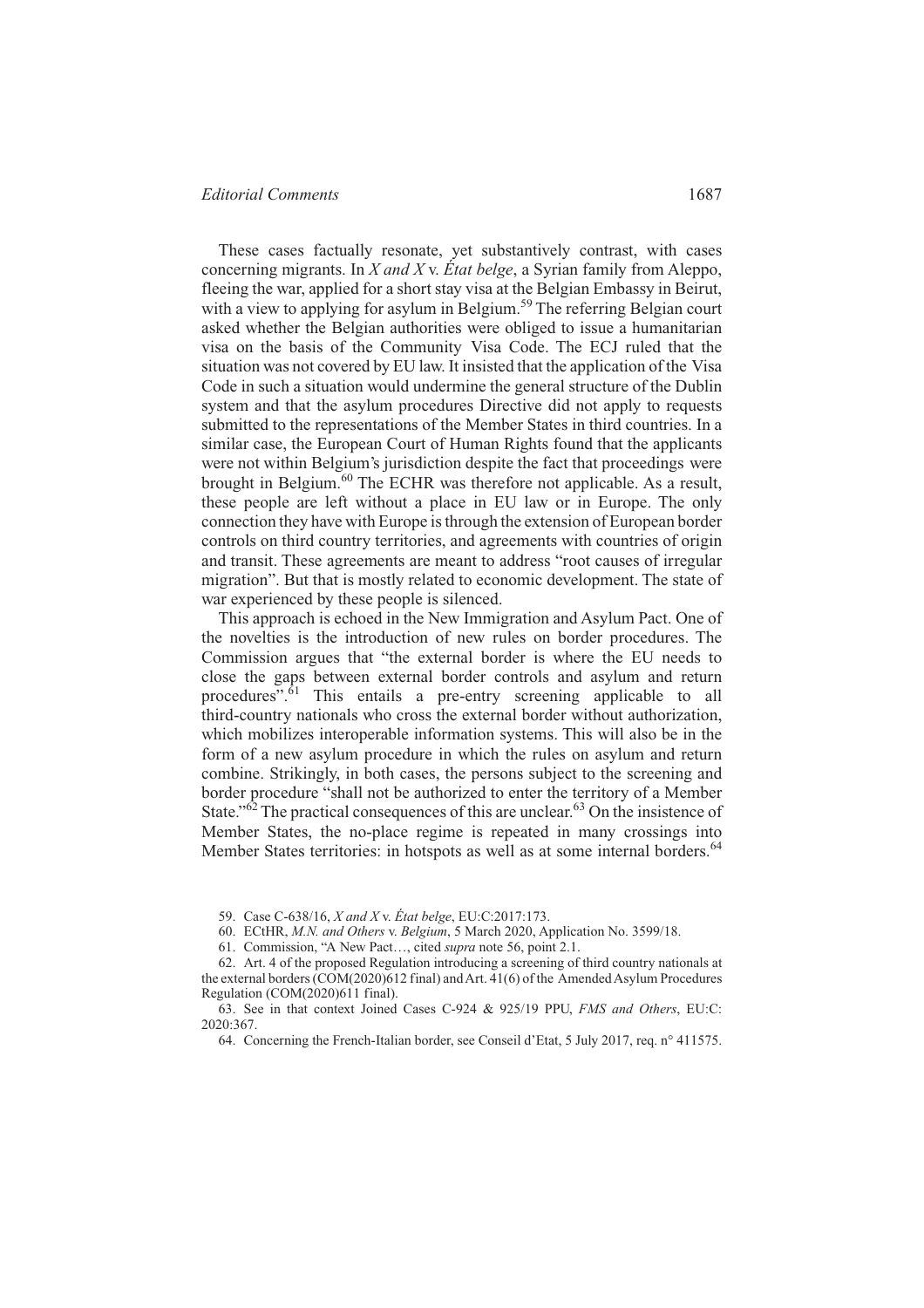These cases factually resonate, yet substantively contrast, with cases concerning migrants. In *X and X* v. *État belge*, a Syrian family from Aleppo, fleeing the war, applied for a short stay visa at the Belgian Embassy in Beirut, with a view to applying for asylum in Belgium.[59] The referring Belgian court asked whether the Belgian authorities were obliged to issue a humanitarian visa on the basis of the Community Visa Code. The ECJ ruled that the situation was not covered by EU law. It insisted that the application of the Visa Code in such a situation would undermine the general structure of the Dublin system and that the asylum procedures Directive did not apply to requests submitted to the representations of the Member States in third countries. In a similar case, the European Court of Human Rights found that the applicants were not within Belgium's jurisdiction despite the fact that proceedings were brought in Belgium.[60] The ECHR was therefore not applicable. As a result, these people are left without a place in EU law or in Europe. The only connection they have with Europe is through the extension of European border controls on third country territories, and agreements with countries of origin and transit. These agreements are meant to address "root causes of irregular migration". But that is mostly related to economic development. The state of war experienced by these people is silenced.

This approach is echoed in the New Immigration and Asylum Pact. One of the novelties is the introduction of new rules on border procedures. The Commission argues that "the external border is where the EU needs to close the gaps between external border controls and asylum and return procedures".[61] This entails a pre-entry screening applicable to all third-country nationals who cross the external border without authorization, which mobilizes interoperable information systems. This will also be in the form of a new asylum procedure in which the rules on asylum and return combine. Strikingly, in both cases, the persons subject to the screening and border procedure "shall not be authorized to enter the territory of a Member State."[62] The practical consequences of this are unclear.[63] On the insistence of Member States, the no-place regime is repeated in many crossings into Member States territories: in hotspots as well as at some internal borders.[64]

59. Case C-638/16, *X and X* v. *État belge*, EU:C:2017:173.

60. ECtHR, *M.N. and Others* v. *Belgium*, 5 March 2020, Application No. 3599/18.

61. Commission, "A New Pact…, cited *supra* note 56, point 2.1.

62. Art. 4 of the proposed Regulation introducing a screening of third country nationals at the external borders (COM(2020)612 final) and Art. 41(6) of the Amended Asylum Procedures Regulation (COM(2020)611 final).

63. See in that context Joined Cases C-924 & 925/19 PPU, *FMS and Others*, EU:C:2020:367.

64. Concerning the French-Italian border, see Conseil d'Etat, 5 July 2017, req. n° 411575.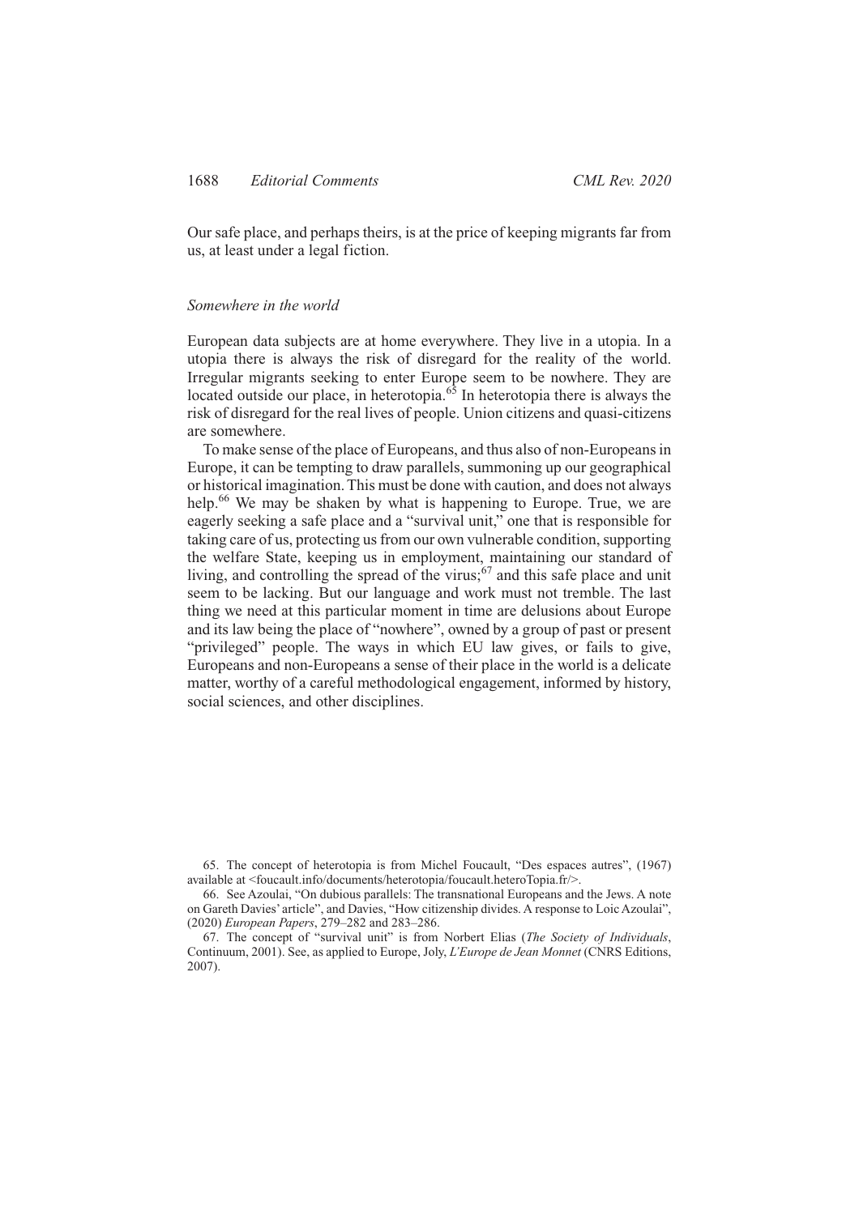Our safe place, and perhaps theirs, is at the price of keeping migrants far from us, at least under a legal fiction.

### *Somewhere in the world*

European data subjects are at home everywhere. They live in a utopia. In a utopia there is always the risk of disregard for the reality of the world. Irregular migrants seeking to enter Europe seem to be nowhere. They are located outside our place, in heterotopia.[65] In heterotopia there is always the risk of disregard for the real lives of people. Union citizens and quasi-citizens are somewhere.

To make sense of the place of Europeans, and thus also of non-Europeans in Europe, it can be tempting to draw parallels, summoning up our geographical or historical imagination. This must be done with caution, and does not always help.[66] We may be shaken by what is happening to Europe. True, we are eagerly seeking a safe place and a "survival unit," one that is responsible for taking care of us, protecting us from our own vulnerable condition, supporting the welfare State, keeping us in employment, maintaining our standard of living, and controlling the spread of the virus;[67] and this safe place and unit seem to be lacking. But our language and work must not tremble. The last thing we need at this particular moment in time are delusions about Europe and its law being the place of "nowhere", owned by a group of past or present "privileged" people. The ways in which EU law gives, or fails to give, Europeans and non-Europeans a sense of their place in the world is a delicate matter, worthy of a careful methodological engagement, informed by history, social sciences, and other disciplines.

65. The concept of heterotopia is from Michel Foucault, "Des espaces autres", (1967) available at <foucault.info/documents/heterotopia/foucault.heteroTopia.fr/>.

66. See Azoulai, "On dubious parallels: The transnational Europeans and the Jews. A note on Gareth Davies' article", and Davies, "How citizenship divides. A response to Loic Azoulai", (2020) *European Papers*, 279–282 and 283–286.

67. The concept of "survival unit" is from Norbert Elias (*The Society of Individuals*, Continuum, 2001). See, as applied to Europe, Joly, *L'Europe de Jean Monnet* (CNRS Editions, 2007).